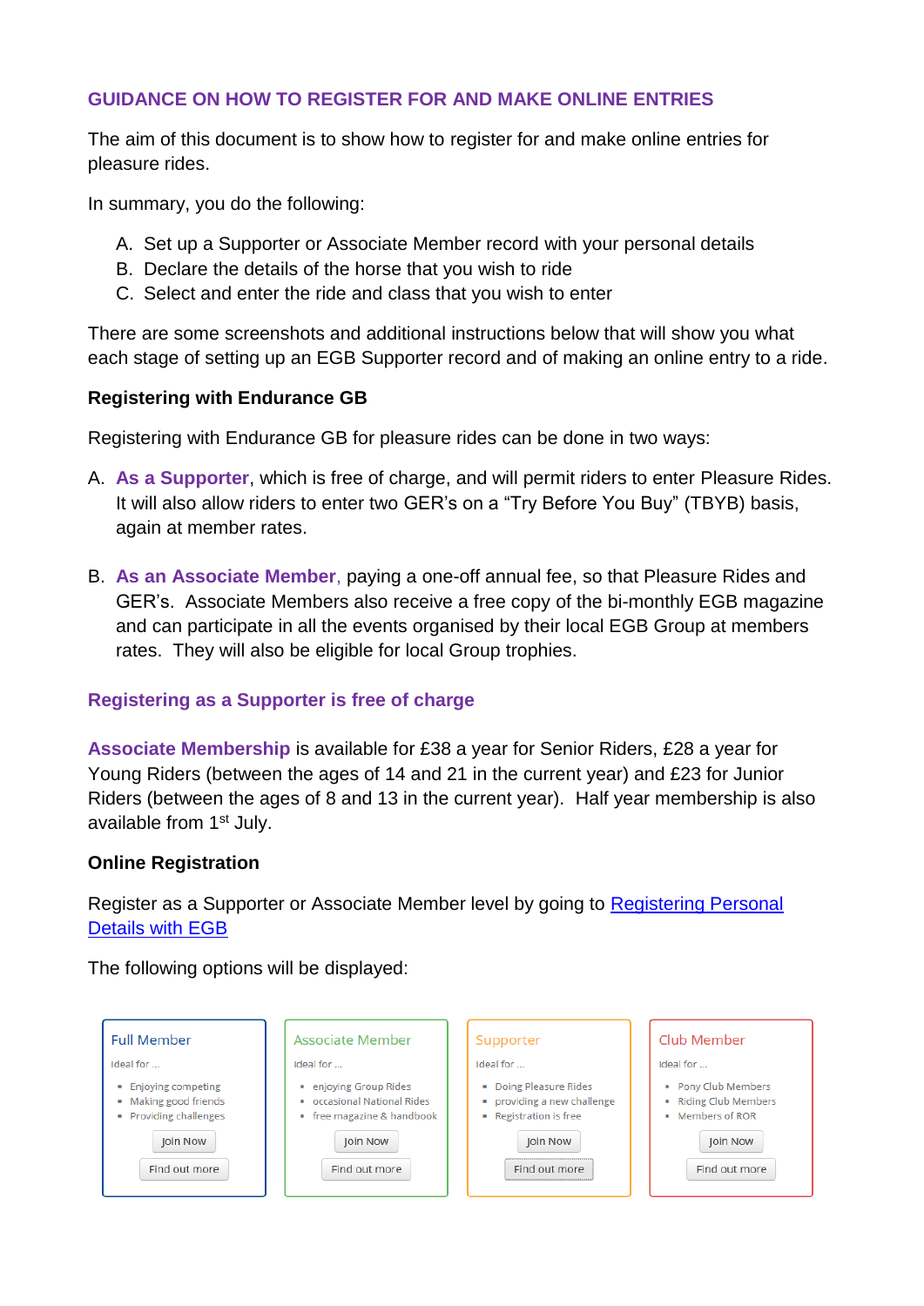## GUIDANCE ON HOW TO REGISTER FOR AND MAKE ONLINE ENTRIES

The aim of this document is to show how to register for and make online entries for pleasure rides.

In summary, you do the following:

A. Set up a Supporter or Associate Member record with your personal details
B. Declare the details of the horse that you wish to ride
C. Select and enter the ride and class that you wish to enter

There are some screenshots and additional instructions below that will show you what each stage of setting up an EGB Supporter record and of making an online entry to a ride.

**Registering with Endurance GB**

Registering with Endurance GB for pleasure rides can be done in two ways:

A. **As a Supporter**, which is free of charge, and will permit riders to enter Pleasure Rides. It will also allow riders to enter two GER's on a "Try Before You Buy" (TBYB) basis, again at member rates.

B. **As an Associate Member**, paying a one-off annual fee, so that Pleasure Rides and GER's. Associate Members also receive a free copy of the bi-monthly EGB magazine and can participate in all the events organised by their local EGB Group at members rates. They will also be eligible for local Group trophies.

### Registering as a Supporter is free of charge

**Associate Membership** is available for £38 a year for Senior Riders, £28 a year for Young Riders (between the ages of 14 and 21 in the current year) and £23 for Junior Riders (between the ages of 8 and 13 in the current year). Half year membership is also available from 1st July.

**Online Registration**

Register as a Supporter or Associate Member level by going to [Registering Personal Details with EGB]()

The following options will be displayed:

| Full Member | Associate Member | Supporter | Club Member |
|---|---|---|---|
| Ideal for ... | Ideal for ... | Ideal for ... | Ideal for ... |
| • Enjoying competing<br>• Making good friends<br>• Providing challenges | • enjoying Group Rides<br>• occasional National Rides<br>• free magazine & handbook | • Doing Pleasure Rides<br>• providing a new challenge<br>• Registration is free | • Pony Club Members<br>• Riding Club Members<br>• Members of ROR |
| Join Now | Join Now | Join Now | Join Now |
| Find out more | Find out more | Find out more | Find out more |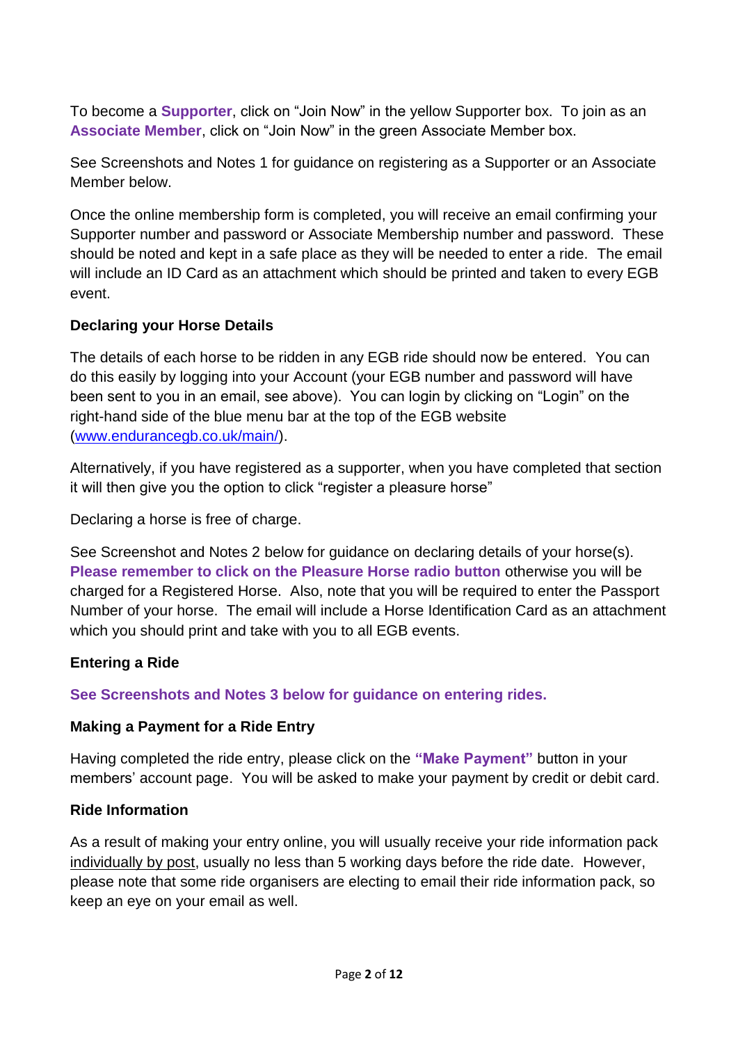To become a **Supporter**, click on "Join Now" in the yellow Supporter box. To join as an **Associate Member**, click on "Join Now" in the green Associate Member box.

See Screenshots and Notes 1 for guidance on registering as a Supporter or an Associate Member below.

Once the online membership form is completed, you will receive an email confirming your Supporter number and password or Associate Membership number and password. These should be noted and kept in a safe place as they will be needed to enter a ride. The email will include an ID Card as an attachment which should be printed and taken to every EGB event.

**Declaring your Horse Details**

The details of each horse to be ridden in any EGB ride should now be entered. You can do this easily by logging into your Account (your EGB number and password will have been sent to you in an email, see above). You can login by clicking on "Login" on the right-hand side of the blue menu bar at the top of the EGB website ([www.endurancegb.co.uk/main/](www.endurancegb.co.uk/main/)).

Alternatively, if you have registered as a supporter, when you have completed that section it will then give you the option to click "register a pleasure horse"

Declaring a horse is free of charge.

See Screenshot and Notes 2 below for guidance on declaring details of your horse(s). **Please remember to click on the Pleasure Horse radio button** otherwise you will be charged for a Registered Horse. Also, note that you will be required to enter the Passport Number of your horse. The email will include a Horse Identification Card as an attachment which you should print and take with you to all EGB events.

**Entering a Ride**

**See Screenshots and Notes 3 below for guidance on entering rides.**

**Making a Payment for a Ride Entry**

Having completed the ride entry, please click on the **"Make Payment"** button in your members' account page. You will be asked to make your payment by credit or debit card.

**Ride Information**

As a result of making your entry online, you will usually receive your ride information pack individually by post, usually no less than 5 working days before the ride date. However, please note that some ride organisers are electing to email their ride information pack, so keep an eye on your email as well.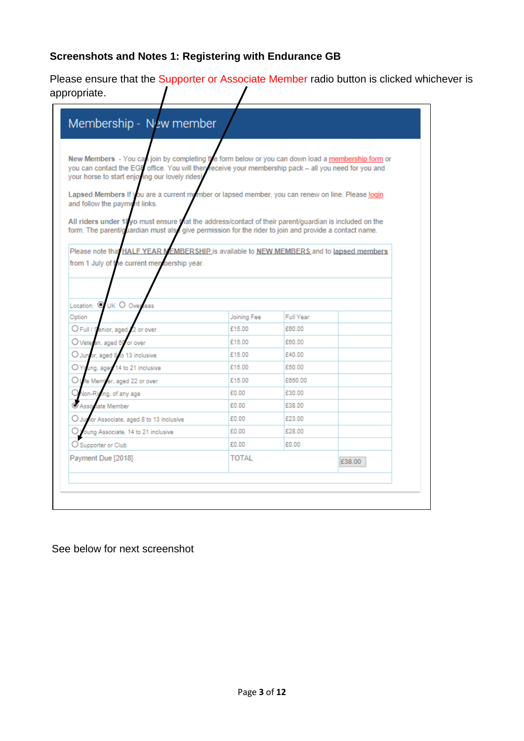**Screenshots and Notes 1: Registering with Endurance GB**

Please ensure that the Supporter or Associate Member radio button is clicked whichever is appropriate.

## Membership - New member

**New Members** - You can join by completing the form below or you can down load a membership form or you can contact the EGB office. You will then receive your membership pack – all you need for you and your horse to start enjoying our lovely rides!

**Lapsed Members** If you are a current member or lapsed member, you can renew on line. Please login and follow the payment links.

**All riders under 18yo must ensure that the address/contact of their parent/guardian is included on the form. The parent/guardian must also give permission for the rider to join and provide a contact name.**

Please note that HALF YEAR MEMBERSHIP is available to NEW MEMBERS and to lapsed members from 1 July of the current membership year.

Location: ◉ UK ○ Overseas

| Option | Joining Fee | Full Year | |
|---|---|---|---|
| ○ Full / Senior, aged 22 or over | £15.00 | £80.00 | |
| ○ Veteran, aged 60 or over | £15.00 | £80.00 | |
| ○ Junior, aged 8 to 13 inclusive | £15.00 | £40.00 | |
| ○ Young, aged 14 to 21 inclusive | £15.00 | £50.00 | |
| ○ Life Member, aged 22 or over | £15.00 | £650.00 | |
| ○ Non-Riding, of any age | £0.00 | £30.00 | |
| ◉ Associate Member | £0.00 | £38.00 | |
| ○ Junior Associate, aged 8 to 13 inclusive | £0.00 | £23.00 | |
| ○ Young Associate, 14 to 21 inclusive | £0.00 | £28.00 | |
| ○ Supporter or Club | £0.00 | £0.00 | |
| Payment Due [2018] | TOTAL | | £38.00 |

See below for next screenshot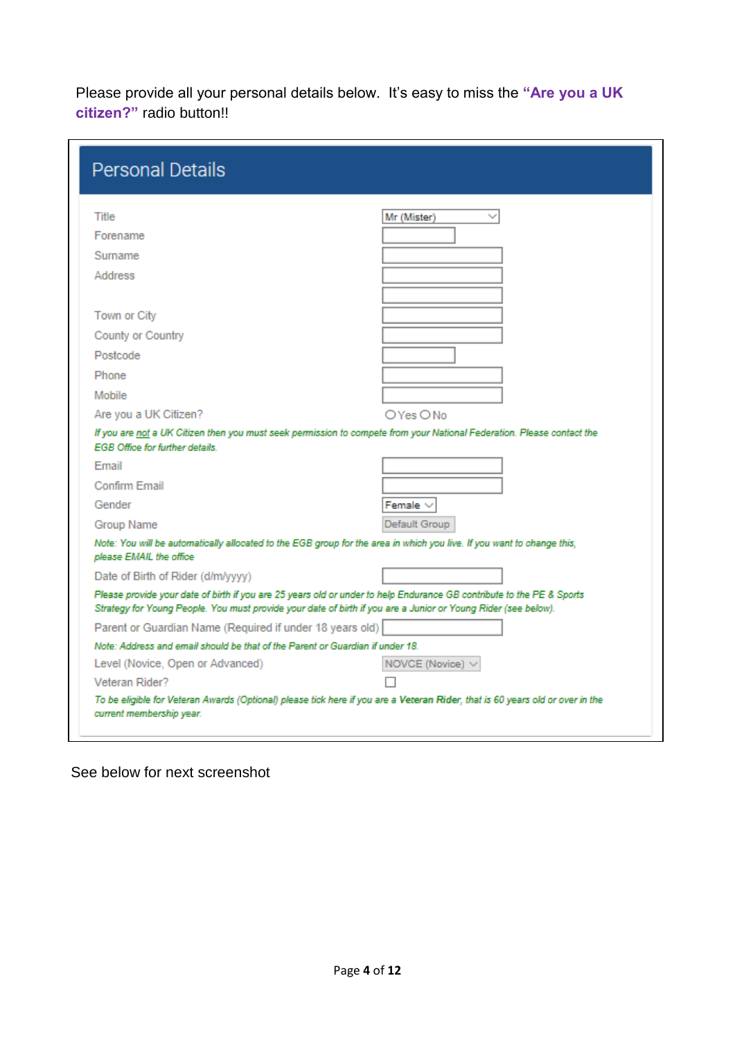Please provide all your personal details below. It's easy to miss the **"Are you a UK citizen?"** radio button!!

## Personal Details

| Field | Input |
| --- | --- |
| Title | Mr (Mister) |
| Forename | |
| Surname | |
| Address | |
| | |
| Town or City | |
| County or Country | |
| Postcode | |
| Phone | |
| Mobile | |
| Are you a UK Citizen? | ○ Yes ○ No |

*If you are not a UK Citizen then you must seek permission to compete from your National Federation. Please contact the EGB Office for further details.*

| Field | Input |
| --- | --- |
| Email | |
| Confirm Email | |
| Gender | Female |
| Group Name | Default Group |

*Note: You will be automatically allocated to the EGB group for the area in which you live. If you want to change this, please EMAIL the office*

| Field | Input |
| --- | --- |
| Date of Birth of Rider (d/m/yyyy) | |

*Please provide your date of birth if you are 25 years old or under to help Endurance GB contribute to the PE & Sports Strategy for Young People. You must provide your date of birth if you are a Junior or Young Rider (see below).*

| Field | Input |
| --- | --- |
| Parent or Guardian Name (Required if under 18 years old) | |

*Note: Address and email should be that of the Parent or Guardian if under 18.*

| Field | Input |
| --- | --- |
| Level (Novice, Open or Advanced) | NOVCE (Novice) |
| Veteran Rider? | ☐ |

*To be eligible for Veteran Awards (Optional) please tick here if you are a **Veteran Rider**, that is 60 years old or over in the current membership year.*

See below for next screenshot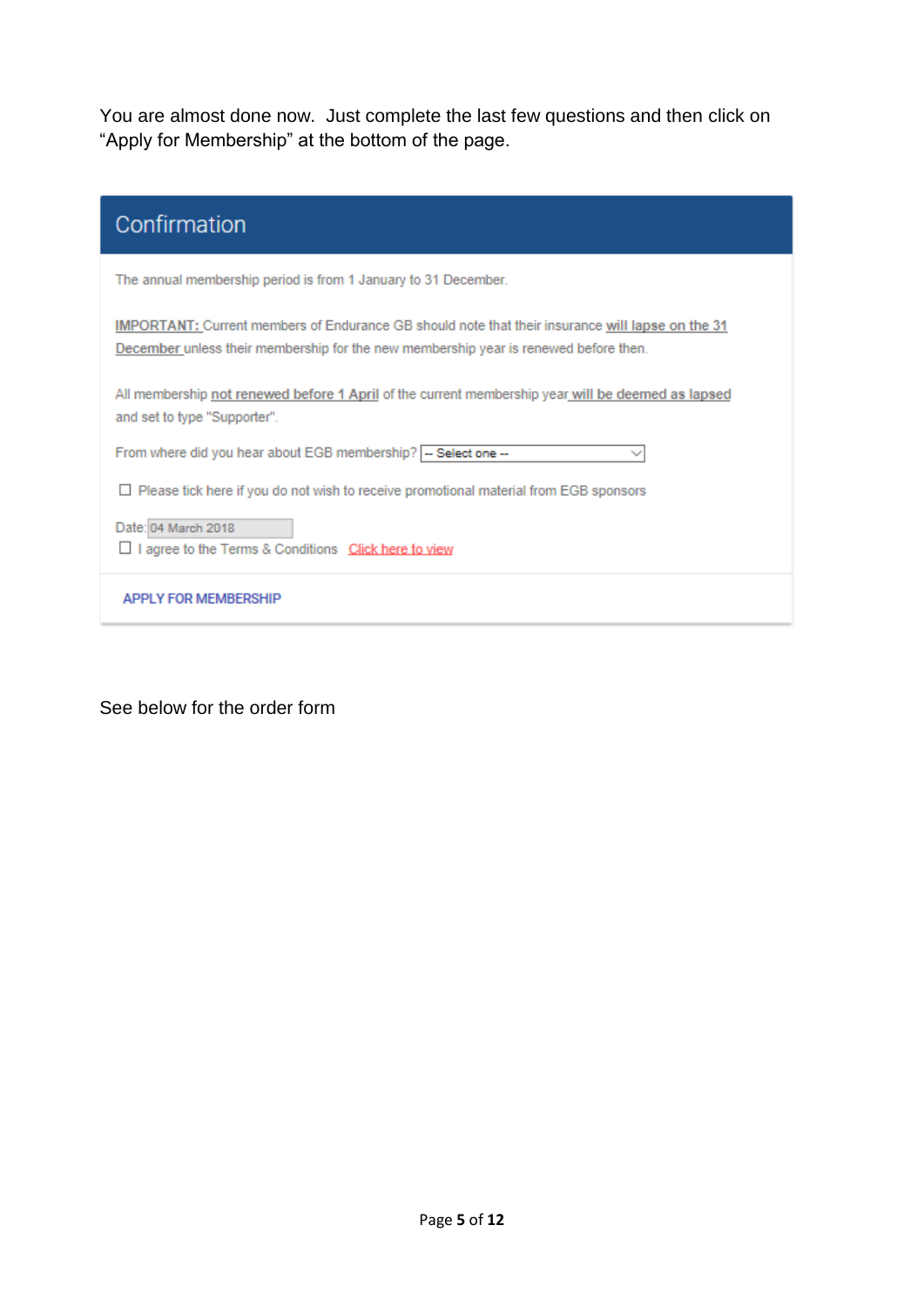You are almost done now. Just complete the last few questions and then click on "Apply for Membership" at the bottom of the page.

## Confirmation

The annual membership period is from 1 January to 31 December.

**IMPORTANT:** Current members of Endurance GB should note that their insurance **will lapse on the 31 December** unless their membership for the new membership year is renewed before then.

All membership **not renewed before 1 April** of the current membership year **will be deemed as lapsed** and set to type "Supporter".

From where did you hear about EGB membership? -- Select one --

☐ Please tick here if you do not wish to receive promotional material from EGB sponsors

Date: 04 March 2018

☐ I agree to the Terms & Conditions Click here to view

APPLY FOR MEMBERSHIP

See below for the order form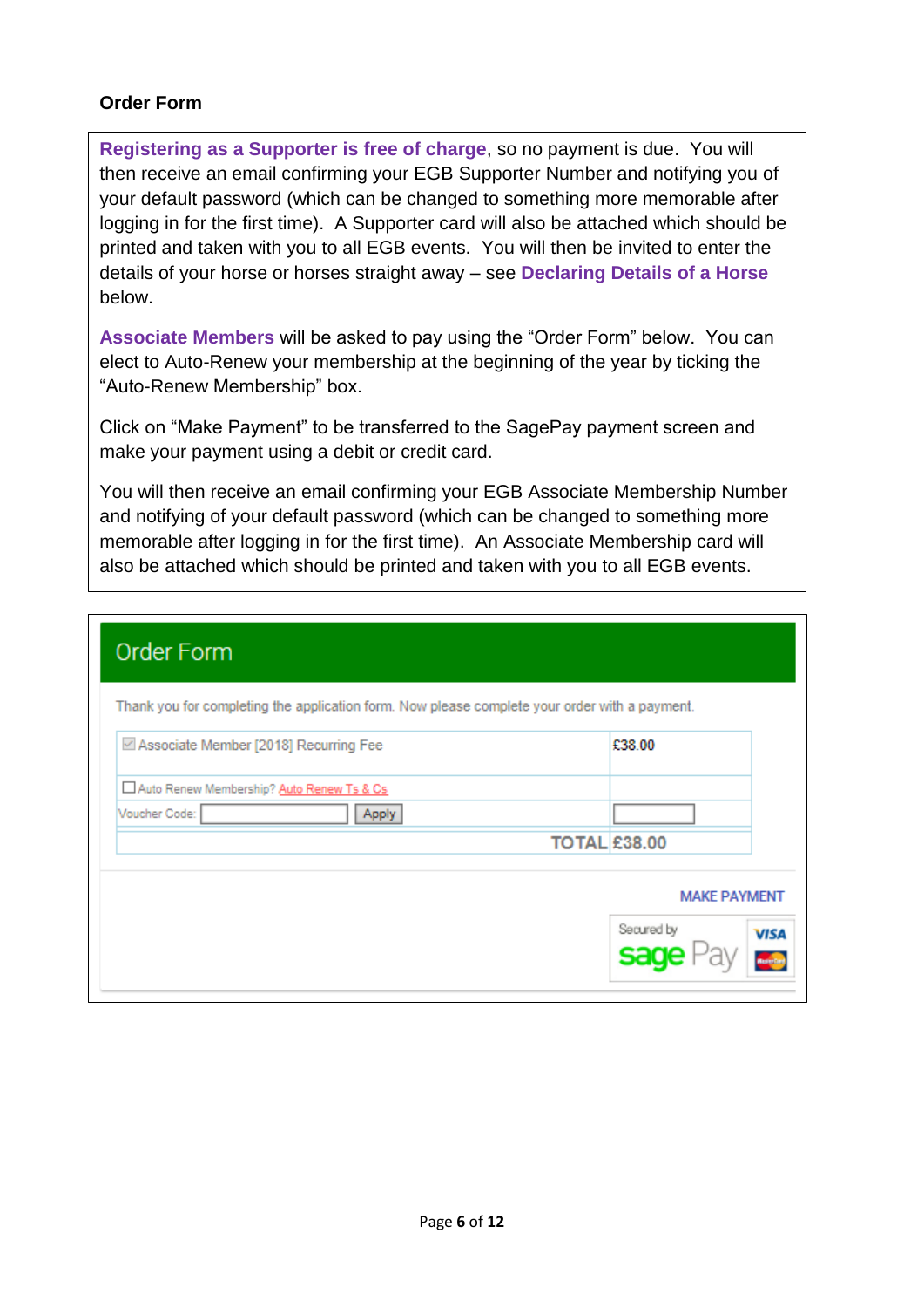**Order Form**

**Registering as a Supporter is free of charge**, so no payment is due. You will then receive an email confirming your EGB Supporter Number and notifying you of your default password (which can be changed to something more memorable after logging in for the first time). A Supporter card will also be attached which should be printed and taken with you to all EGB events. You will then be invited to enter the details of your horse or horses straight away – see **Declaring Details of a Horse** below.

**Associate Members** will be asked to pay using the “Order Form” below. You can elect to Auto-Renew your membership at the beginning of the year by ticking the “Auto-Renew Membership” box.

Click on “Make Payment” to be transferred to the SagePay payment screen and make your payment using a debit or credit card.

You will then receive an email confirming your EGB Associate Membership Number and notifying of your default password (which can be changed to something more memorable after logging in for the first time). An Associate Membership card will also be attached which should be printed and taken with you to all EGB events.

## Order Form

Thank you for completing the application form. Now please complete your order with a payment.

| | |
|---|---|
| ☑ Associate Member [2018] Recurring Fee | £38.00 |
| ☐ Auto Renew Membership? Auto Renew Ts & Cs | |
| Voucher Code: [ ] Apply | [ ] |
| TOTAL | £38.00 |

MAKE PAYMENT

Secured by sage Pay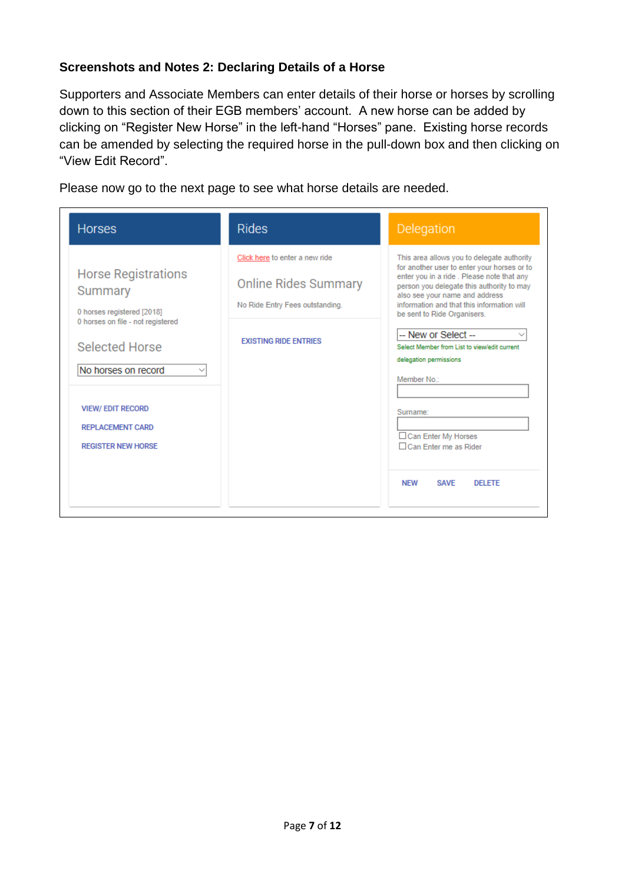**Screenshots and Notes 2: Declaring Details of a Horse**

Supporters and Associate Members can enter details of their horse or horses by scrolling down to this section of their EGB members' account. A new horse can be added by clicking on "Register New Horse" in the left-hand "Horses" pane. Existing horse records can be amended by selecting the required horse in the pull-down box and then clicking on "View Edit Record".

Please now go to the next page to see what horse details are needed.

**Horses**

Horse Registrations Summary

0 horses registered [2018]
0 horses on file - not registered

Selected Horse

No horses on record

VIEW/ EDIT RECORD
REPLACEMENT CARD
REGISTER NEW HORSE

**Rides**

Click here to enter a new ride

Online Rides Summary

No Ride Entry Fees outstanding.

EXISTING RIDE ENTRIES

**Delegation**

This area allows you to delegate authority for another user to enter your horses or to enter you in a ride . Please note that any person you delegate this authority to may also see your name and address information and that this information will be sent to Ride Organisers.

-- New or Select --

Select Member from List to view/edit current delegation permissions

Member No.:

Surname:

☐ Can Enter My Horses
☐ Can Enter me as Rider

NEW SAVE DELETE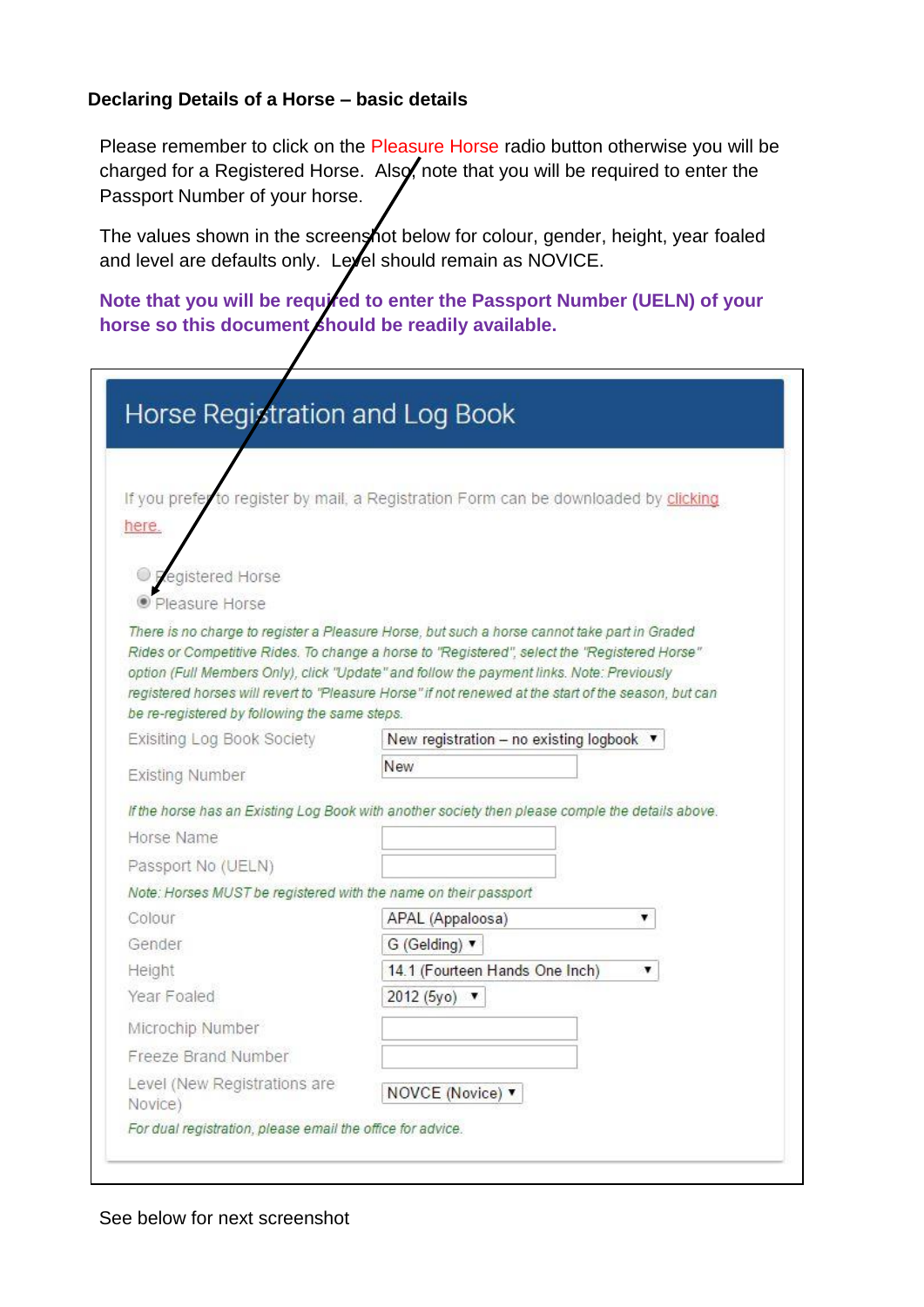**Declaring Details of a Horse – basic details**

Please remember to click on the Pleasure Horse radio button otherwise you will be charged for a Registered Horse. Also, note that you will be required to enter the Passport Number of your horse.

The values shown in the screenshot below for colour, gender, height, year foaled and level are defaults only. Level should remain as NOVICE.

**Note that you will be required to enter the Passport Number (UELN) of your horse so this document should be readily available.**

## Horse Registration and Log Book

If you prefer to register by mail, a Registration Form can be downloaded by clicking here.

- ○ Registered Horse
- ● Pleasure Horse

*There is no charge to register a Pleasure Horse, but such a horse cannot take part in Graded Rides or Competitive Rides. To change a horse to "Registered", select the "Registered Horse" option (Full Members Only), click "Update" and follow the payment links. Note: Previously registered horses will revert to "Pleasure Horse" if not renewed at the start of the season, but can be re-registered by following the same steps.*

| Field | Value |
|---|---|
| Exisiting Log Book Society | New registration – no existing logbook ▼ |
| Existing Number | New |

*If the horse has an Existing Log Book with another society then please comple the details above.*

| Field | Value |
|---|---|
| Horse Name | |
| Passport No (UELN) | |

*Note: Horses MUST be registered with the name on their passport*

| Field | Value |
|---|---|
| Colour | APAL (Appaloosa) ▼ |
| Gender | G (Gelding) ▼ |
| Height | 14.1 (Fourteen Hands One Inch) ▼ |
| Year Foaled | 2012 (5yo) ▼ |
| Microchip Number | |
| Freeze Brand Number | |
| Level (New Registrations are Novice) | NOVCE (Novice) ▼ |

*For dual registration, please email the office for advice.*

See below for next screenshot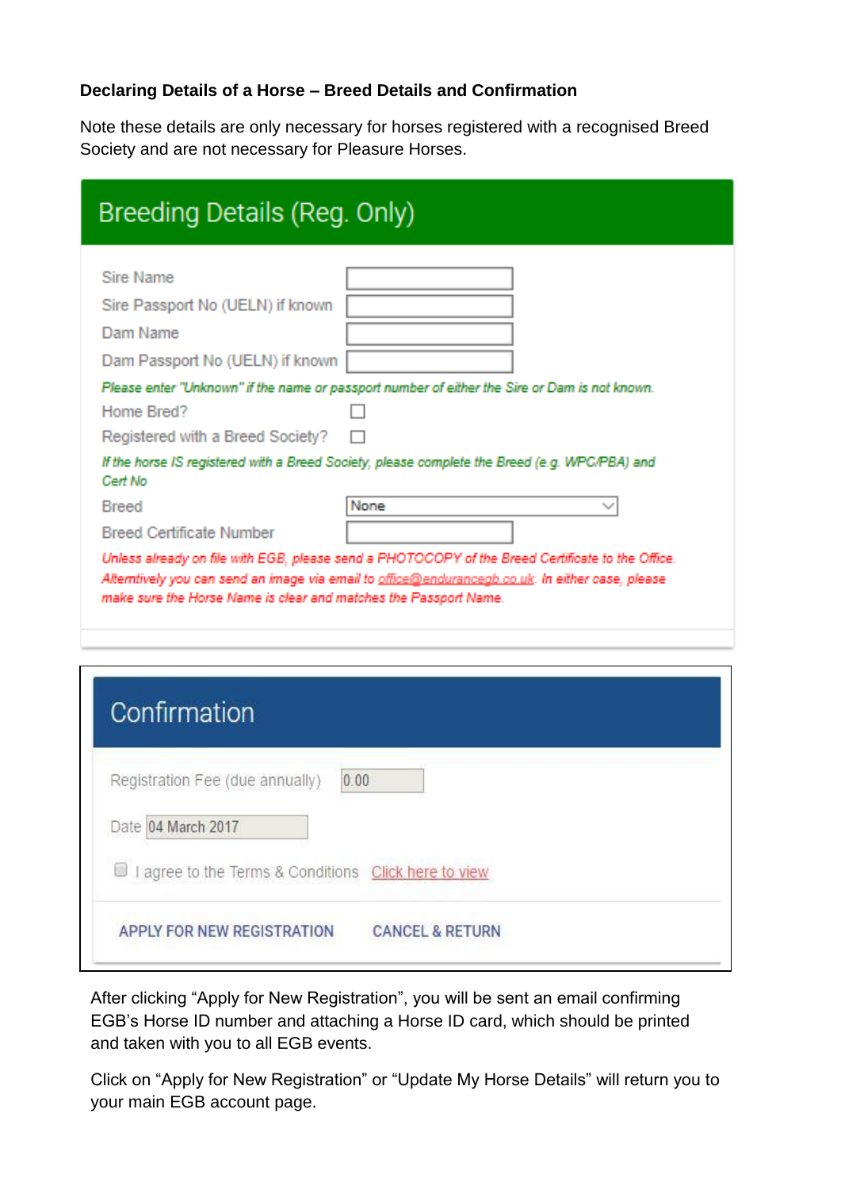**Declaring Details of a Horse – Breed Details and Confirmation**

Note these details are only necessary for horses registered with a recognised Breed Society and are not necessary for Pleasure Horses.

## Breeding Details (Reg. Only)

Sire Name

Sire Passport No (UELN) if known

Dam Name

Dam Passport No (UELN) if known

*Please enter "Unknown" if the name or passport number of either the Sire or Dam is not known.*

Home Bred? ☐

Registered with a Breed Society? ☐

*If the horse IS registered with a Breed Society, please complete the Breed (e.g. WPC/PBA) and Cert No*

Breed: None

Breed Certificate Number

*Unless already on file with EGB, please send a PHOTOCOPY of the Breed Certificate to the Office. Alternatively you can send an image via email to office@endurancegb.co.uk. In either case, please make sure the Horse Name is clear and matches the Passport Name.*

## Confirmation

Registration Fee (due annually): 0.00

Date: 04 March 2017

☐ I agree to the Terms & Conditions Click here to view

APPLY FOR NEW REGISTRATION CANCEL & RETURN

After clicking "Apply for New Registration", you will be sent an email confirming EGB's Horse ID number and attaching a Horse ID card, which should be printed and taken with you to all EGB events.

Click on "Apply for New Registration" or "Update My Horse Details" will return you to your main EGB account page.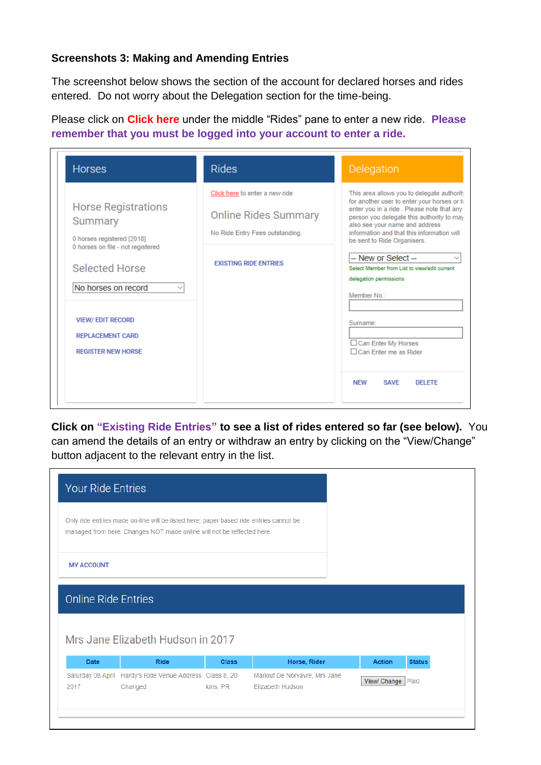**Screenshots 3: Making and Amending Entries**

The screenshot below shows the section of the account for declared horses and rides entered. Do not worry about the Delegation section for the time-being.

Please click on **Click here** under the middle “Rides” pane to enter a new ride. **Please remember that you must be logged into your account to enter a ride.**

Horses

Horse Registrations Summary

0 horses registered [2018]
0 horses on file - not registered

Selected Horse

No horses on record

VIEW/ EDIT RECORD
REPLACEMENT CARD
REGISTER NEW HORSE

Rides

Click here to enter a new ride

Online Rides Summary

No Ride Entry Fees outstanding.

EXISTING RIDE ENTRIES

Delegation

This area allows you to delegate authority for another user to enter your horses or to enter you in a ride . Please note that any person you delegate this authority to may also see your name and address information and that this information will be sent to Ride Organisers.

-- New or Select --

Select Member from List to view/edit current delegation permissions

Member No.:

Surname:

☐ Can Enter My Horses
☐ Can Enter me as Rider

NEW SAVE DELETE

**Click on “Existing Ride Entries” to see a list of rides entered so far (see below).** You can amend the details of an entry or withdraw an entry by clicking on the “View/Change” button adjacent to the relevant entry in the list.

Your Ride Entries

Only ride entries made on-line will be listed here, paper based ride entries cannot be managed from here. Changes NOT made online will not be reflected here.

MY ACCOUNT

Online Ride Entries

Mrs Jane Elizabeth Hudson in 2017

| Date | Ride | Class | Horse, Rider | Action | Status |
|---|---|---|---|---|---|
| Saturday 08 April 2017 | Hardy's Ride Venue Address Changed | Class 8, 20 kms, PR | Marlouf De Norvavre, Mrs Jane Elizabeth Hudson | View/ Change | Paid |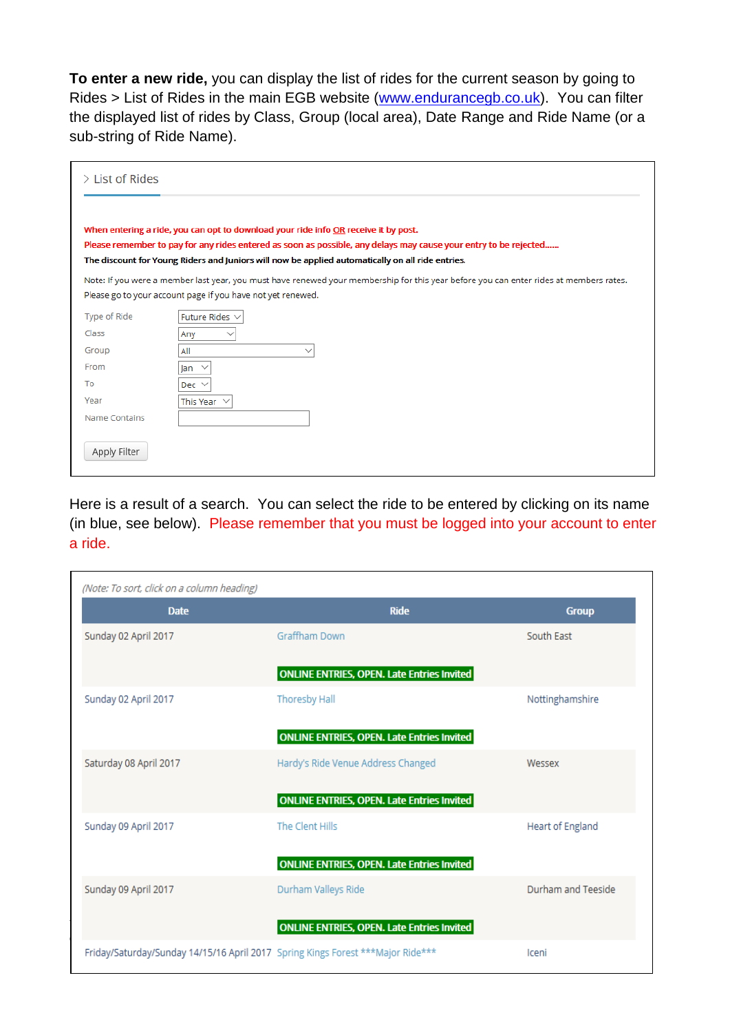**To enter a new ride,** you can display the list of rides for the current season by going to Rides > List of Rides in the main EGB website (www.endurancegb.co.uk). You can filter the displayed list of rides by Class, Group (local area), Date Range and Ride Name (or a sub-string of Ride Name).

> List of Rides

When entering a ride, you can opt to download your ride info OR receive it by post.

Please remember to pay for any rides entered as soon as possible, any delays may cause your entry to be rejected......

**The discount for Young Riders and Juniors will now be applied automatically on all ride entries.**

Note: If you were a member last year, you must have renewed your membership for this year before you can enter rides at members rates. Please go to your account page if you have not yet renewed.

| | |
|---|---|
| Type of Ride | Future Rides |
| Class | Any |
| Group | All |
| From | Jan |
| To | Dec |
| Year | This Year |
| Name Contains | |

Apply Filter

Here is a result of a search. You can select the ride to be entered by clicking on its name (in blue, see below). Please remember that you must be logged into your account to enter a ride.

*(Note: To sort, click on a column heading)*

| Date | Ride | Group |
|---|---|---|
| Sunday 02 April 2017 | Graffham Down<br>ONLINE ENTRIES, OPEN. Late Entries Invited | South East |
| Sunday 02 April 2017 | Thoresby Hall<br>ONLINE ENTRIES, OPEN. Late Entries Invited | Nottinghamshire |
| Saturday 08 April 2017 | Hardy's Ride Venue Address Changed<br>ONLINE ENTRIES, OPEN. Late Entries Invited | Wessex |
| Sunday 09 April 2017 | The Clent Hills<br>ONLINE ENTRIES, OPEN. Late Entries Invited | Heart of England |
| Sunday 09 April 2017 | Durham Valleys Ride<br>ONLINE ENTRIES, OPEN. Late Entries Invited | Durham and Teeside |
| Friday/Saturday/Sunday 14/15/16 April 2017 | Spring Kings Forest ***Major Ride*** | Iceni |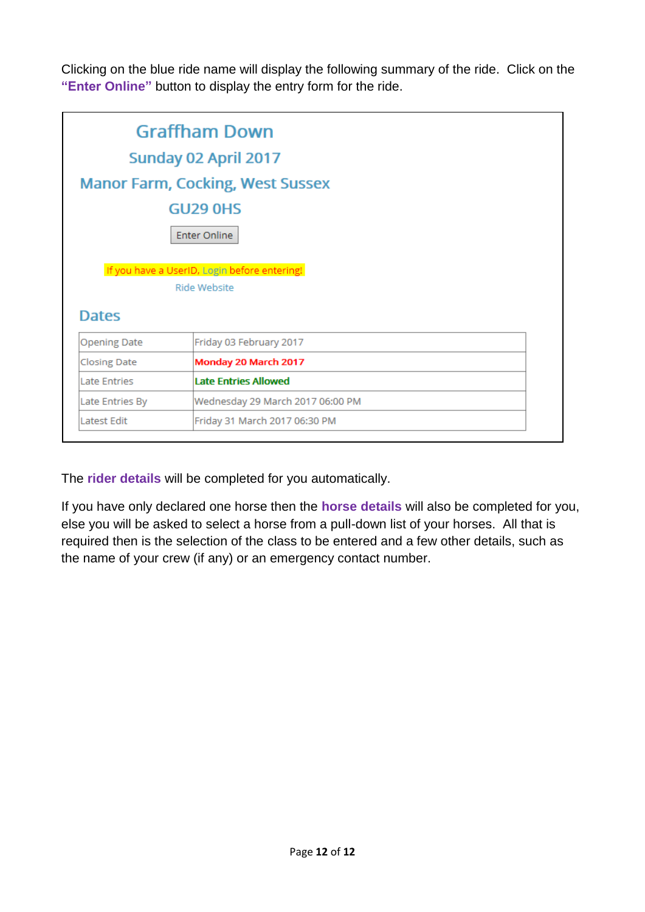Clicking on the blue ride name will display the following summary of the ride. Click on the **"Enter Online"** button to display the entry form for the ride.

## Graffham Down

### Sunday 02 April 2017

### Manor Farm, Cocking, West Sussex

### GU29 0HS

Enter Online

If you have a UserID, Login before entering!

Ride Website

### Dates

| | |
|---|---|
| Opening Date | Friday 03 February 2017 |
| Closing Date | **Monday 20 March 2017** |
| Late Entries | **Late Entries Allowed** |
| Late Entries By | Wednesday 29 March 2017 06:00 PM |
| Latest Edit | Friday 31 March 2017 06:30 PM |

The **rider details** will be completed for you automatically.

If you have only declared one horse then the **horse details** will also be completed for you, else you will be asked to select a horse from a pull-down list of your horses. All that is required then is the selection of the class to be entered and a few other details, such as the name of your crew (if any) or an emergency contact number.